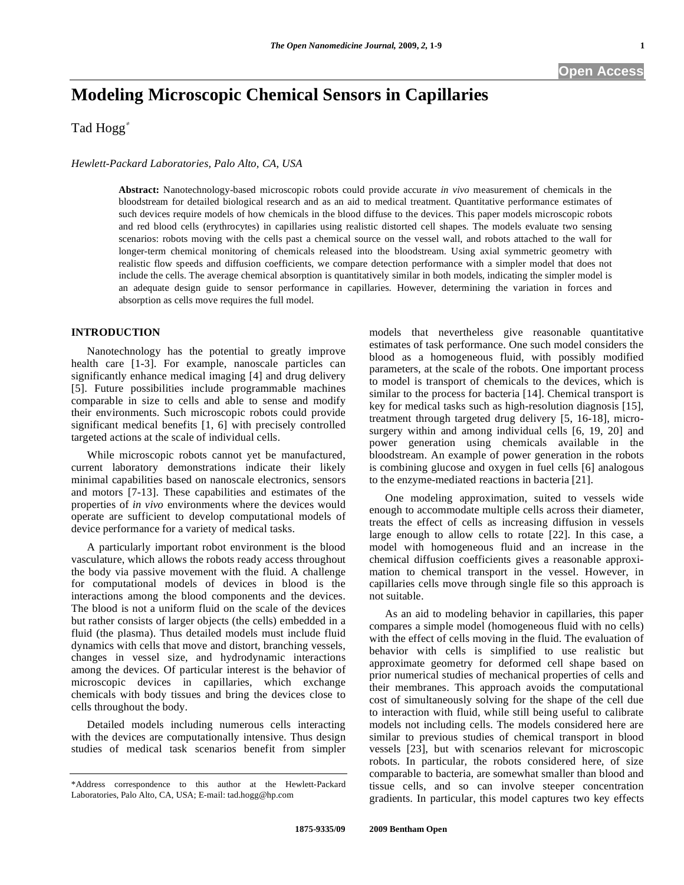# Modeling Microscopic Chemical Sensors in Capillaries

Tad Hogg*

*Hewlett-Packard Laboratories, Palo Alto, CA, USA*

**Abstract:** Nanotechnology-based microscopic robots could provide accurate *in vivo* measurement of chemicals in the bloodstream for detailed biological research and as an aid to medical treatment. Quantitative performance estimates of such devices require models of how chemicals in the blood diffuse to the devices. This paper models microscopic robots and red blood cells (erythrocytes) in capillaries using realistic distorted cell shapes. The models evaluate two sensing scenarios: robots moving with the cells past a chemical source on the vessel wall, and robots attached to the wall for longer-term chemical monitoring of chemicals released into the bloodstream. Using axial symmetric geometry with realistic flow speeds and diffusion coefficients, we compare detection performance with a simpler model that does not include the cells. The average chemical absorption is quantitatively similar in both models, indicating the simpler model is an adequate design guide to sensor performance in capillaries. However, determining the variation in forces and absorption as cells move requires the full model.

## INTRODUCTION

Nanotechnology has the potential to greatly improve health care [1-3]. For example, nanoscale particles can significantly enhance medical imaging [4] and drug delivery [5]. Future possibilities include programmable machines comparable in size to cells and able to sense and modify their environments. Such microscopic robots could provide significant medical benefits [1, 6] with precisely controlled targeted actions at the scale of individual cells.

While microscopic robots cannot yet be manufactured, current laboratory demonstrations indicate their likely minimal capabilities based on nanoscale electronics, sensors and motors [7-13]. These capabilities and estimates of the properties of *in vivo* environments where the devices would operate are sufficient to develop computational models of device performance for a variety of medical tasks.

A particularly important robot environment is the blood vasculature, which allows the robots ready access throughout the body via passive movement with the fluid. A challenge for computational models of devices in blood is the interactions among the blood components and the devices. The blood is not a uniform fluid on the scale of the devices but rather consists of larger objects (the cells) embedded in a fluid (the plasma). Thus detailed models must include fluid dynamics with cells that move and distort, branching vessels, changes in vessel size, and hydrodynamic interactions among the devices. Of particular interest is the behavior of microscopic devices in capillaries, which exchange chemicals with body tissues and bring the devices close to cells throughout the body.

Detailed models including numerous cells interacting with the devices are computationally intensive. Thus design studies of medical task scenarios benefit from simpler models that nevertheless give reasonable quantitative estimates of task performance. One such model considers the blood as a homogeneous fluid, with possibly modified parameters, at the scale of the robots. One important process to model is transport of chemicals to the devices, which is similar to the process for bacteria [14]. Chemical transport is key for medical tasks such as high-resolution diagnosis [15], treatment through targeted drug delivery [5, 16-18], micro-surgery within and among individual cells [6, 19, 20] and power generation using chemicals available in the bloodstream. An example of power generation in the robots is combining glucose and oxygen in fuel cells [6] analogous to the enzyme-mediated reactions in bacteria [21].

One modeling approximation, suited to vessels wide enough to accommodate multiple cells across their diameter, treats the effect of cells as increasing diffusion in vessels large enough to allow cells to rotate [22]. In this case, a model with homogeneous fluid and an increase in the chemical diffusion coefficients gives a reasonable approximation to chemical transport in the vessel. However, in capillaries cells move through single file so this approach is not suitable.

As an aid to modeling behavior in capillaries, this paper compares a simple model (homogeneous fluid with no cells) with the effect of cells moving in the fluid. The evaluation of behavior with cells is simplified to use realistic but approximate geometry for deformed cell shape based on prior numerical studies of mechanical properties of cells and their membranes. This approach avoids the computational cost of simultaneously solving for the shape of the cell due to interaction with fluid, while still being useful to calibrate models not including cells. The models considered here are similar to previous studies of chemical transport in blood vessels [23], but with scenarios relevant for microscopic robots. In particular, the robots considered here, of size comparable to bacteria, are somewhat smaller than blood and tissue cells, and so can involve steeper concentration gradients. In particular, this model captures two key effects

*Address correspondence to this author at the Hewlett-Packard Laboratories, Palo Alto, CA, USA; E-mail: tad.hogg@hp.com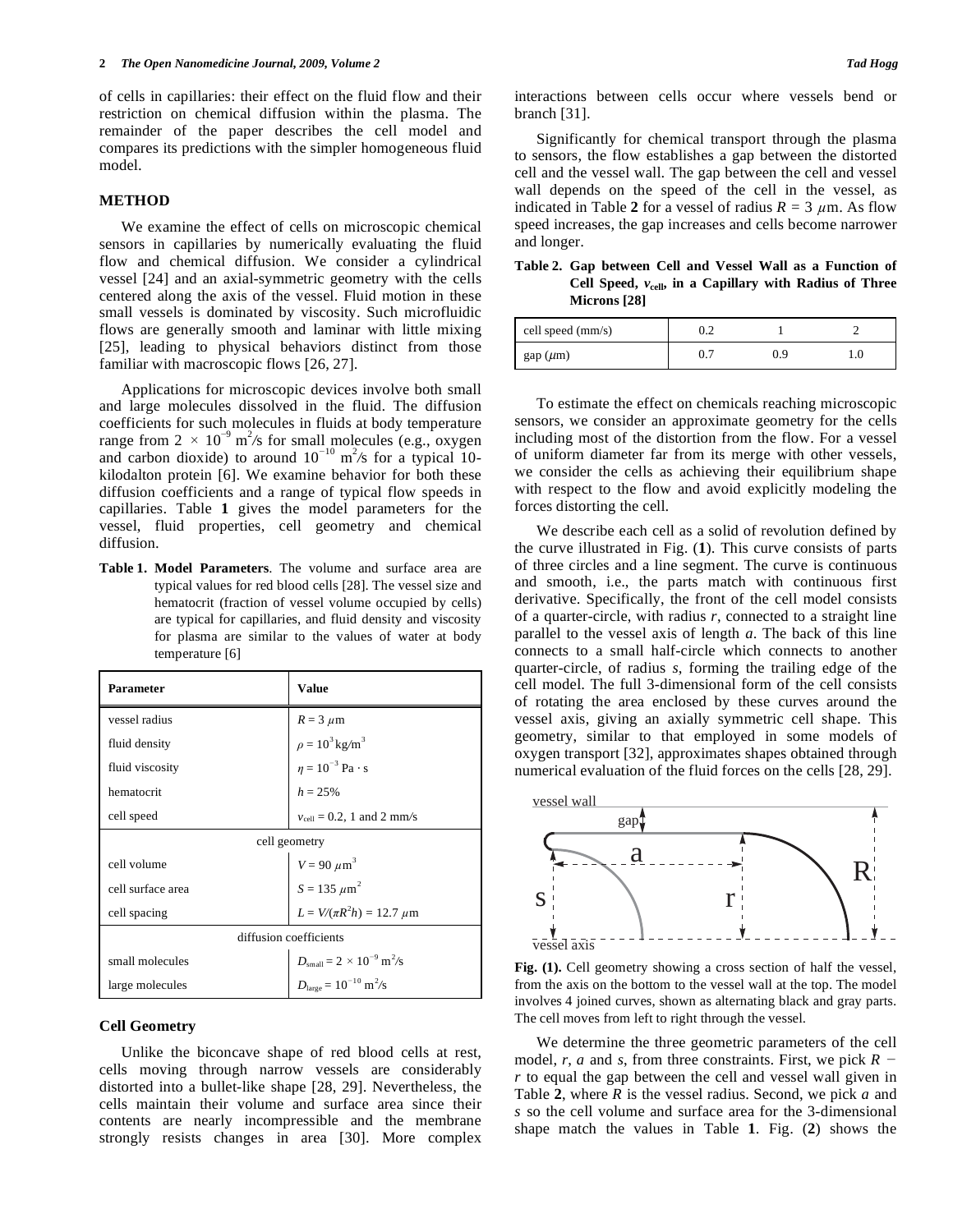of cells in capillaries: their effect on the fluid flow and their restriction on chemical diffusion within the plasma. The remainder of the paper describes the cell model and compares its predictions with the simpler homogeneous fluid model.

## METHOD

We examine the effect of cells on microscopic chemical sensors in capillaries by numerically evaluating the fluid flow and chemical diffusion. We consider a cylindrical vessel [24] and an axial-symmetric geometry with the cells centered along the axis of the vessel. Fluid motion in these small vessels is dominated by viscosity. Such microfluidic flows are generally smooth and laminar with little mixing [25], leading to physical behaviors distinct from those familiar with macroscopic flows [26, 27].

Applications for microscopic devices involve both small and large molecules dissolved in the fluid. The diffusion coefficients for such molecules in fluids at body temperature range from $2 \times 10^{-9}$ m$^2$/s for small molecules (e.g., oxygen and carbon dioxide) to around $10^{-10}$ m$^2$/s for a typical 10-kilodalton protein [6]. We examine behavior for both these diffusion coefficients and a range of typical flow speeds in capillaries. Table **1** gives the model parameters for the vessel, fluid properties, cell geometry and chemical diffusion.

**Table 1. Model Parameters**. The volume and surface area are typical values for red blood cells [28]. The vessel size and hematocrit (fraction of vessel volume occupied by cells) are typical for capillaries, and fluid density and viscosity for plasma are similar to the values of water at body temperature [6]

| **Parameter** | **Value** |
|---|---|
| vessel radius | $R = 3\ \mu$m |
| fluid density | $\rho = 10^3$ kg/m$^3$ |
| fluid viscosity | $\eta = 10^{-3}$ Pa · s |
| hematocrit | $h = 25\%$ |
| cell speed | $v_{\text{cell}} = 0.2$, 1 and 2 mm/s |
| cell geometry | |
| cell volume | $V = 90\ \mu$m$^3$ |
| cell surface area | $S = 135\ \mu$m$^2$ |
| cell spacing | $L = V/(\pi R^2 h) = 12.7\ \mu$m |
| diffusion coefficients | |
| small molecules | $D_{\text{small}} = 2 \times 10^{-9}$ m$^2$/s |
| large molecules | $D_{\text{large}} = 10^{-10}$ m$^2$/s |

### Cell Geometry

Unlike the biconcave shape of red blood cells at rest, cells moving through narrow vessels are considerably distorted into a bullet-like shape [28, 29]. Nevertheless, the cells maintain their volume and surface area since their contents are nearly incompressible and the membrane strongly resists changes in area [30]. More complex interactions between cells occur where vessels bend or branch [31].

Significantly for chemical transport through the plasma to sensors, the flow establishes a gap between the distorted cell and the vessel wall. The gap between the cell and vessel wall depends on the speed of the cell in the vessel, as indicated in Table **2** for a vessel of radius $R = 3\ \mu$m. As flow speed increases, the gap increases and cells become narrower and longer.

**Table 2. Gap between Cell and Vessel Wall as a Function of Cell Speed, $v_{\text{cell}}$, in a Capillary with Radius of Three Microns [28]**

| cell speed (mm/s) | 0.2 | 1 | 2 |
|---|---|---|---|
| gap ($\mu$m) | 0.7 | 0.9 | 1.0 |

To estimate the effect on chemicals reaching microscopic sensors, we consider an approximate geometry for the cells including most of the distortion from the flow. For a vessel of uniform diameter far from its merge with other vessels, we consider the cells as achieving their equilibrium shape with respect to the flow and avoid explicitly modeling the forces distorting the cell.

We describe each cell as a solid of revolution defined by the curve illustrated in Fig. (**1**). This curve consists of parts of three circles and a line segment. The curve is continuous and smooth, i.e., the parts match with continuous first derivative. Specifically, the front of the cell model consists of a quarter-circle, with radius $r$, connected to a straight line parallel to the vessel axis of length $a$. The back of this line connects to a small half-circle which connects to another quarter-circle, of radius $s$, forming the trailing edge of the cell model. The full 3-dimensional form of the cell consists of rotating the area enclosed by these curves around the vessel axis, giving an axially symmetric cell shape. This geometry, similar to that employed in some models of oxygen transport [32], approximates shapes obtained through numerical evaluation of the fluid forces on the cells [28, 29].

**Fig. (1).** Cell geometry showing a cross section of half the vessel, from the axis on the bottom to the vessel wall at the top. The model involves 4 joined curves, shown as alternating black and gray parts. The cell moves from left to right through the vessel.

We determine the three geometric parameters of the cell model, $r$, $a$ and $s$, from three constraints. First, we pick $R - r$ to equal the gap between the cell and vessel wall given in Table **2**, where $R$ is the vessel radius. Second, we pick $a$ and $s$ so the cell volume and surface area for the 3-dimensional shape match the values in Table **1**. Fig. (**2**) shows the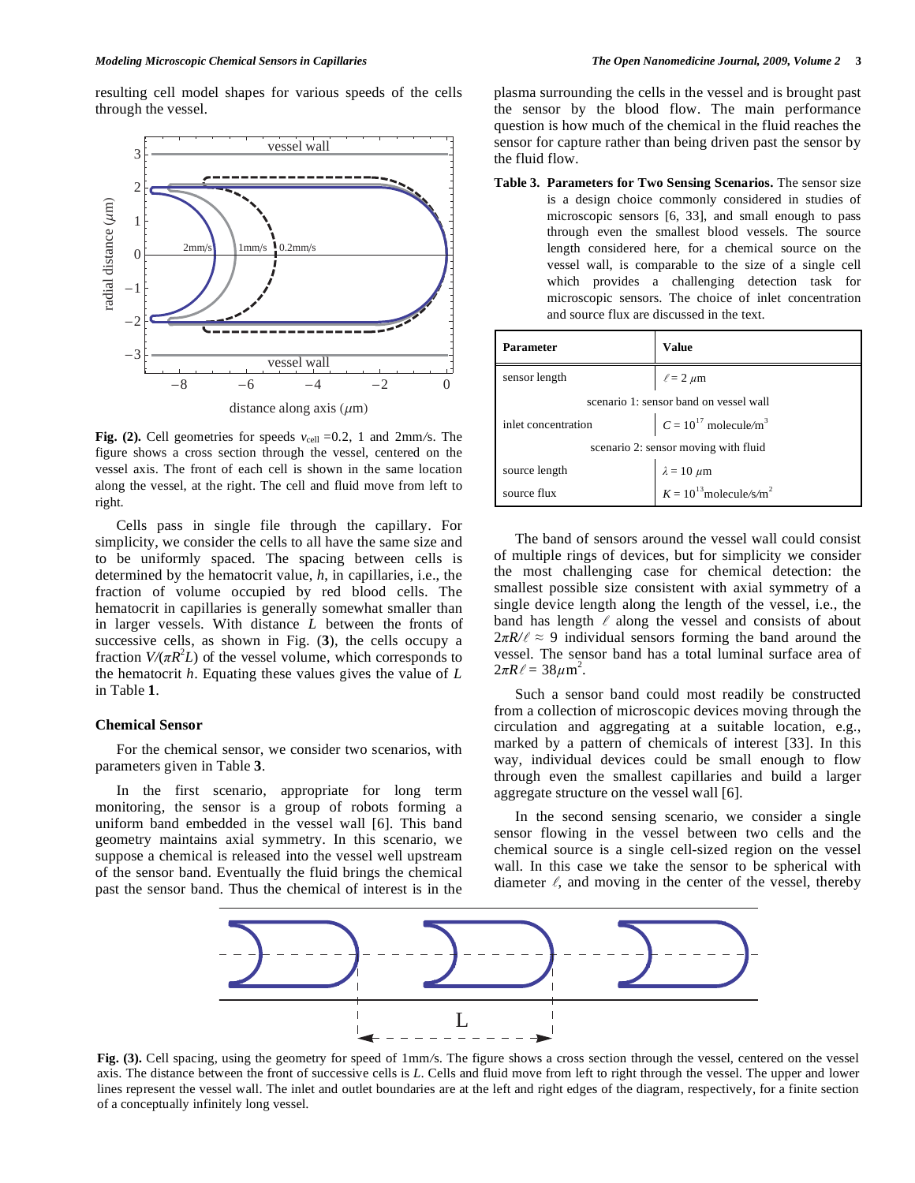resulting cell model shapes for various speeds of the cells through the vessel.

**Fig. (2).** Cell geometries for speeds $v_{cell}$ =0.2, 1 and 2mm/s. The figure shows a cross section through the vessel, centered on the vessel axis. The front of each cell is shown in the same location along the vessel, at the right. The cell and fluid move from left to right.

Cells pass in single file through the capillary. For simplicity, we consider the cells to all have the same size and to be uniformly spaced. The spacing between cells is determined by the hematocrit value, $h$, in capillaries, i.e., the fraction of volume occupied by red blood cells. The hematocrit in capillaries is generally somewhat smaller than in larger vessels. With distance $L$ between the fronts of successive cells, as shown in Fig. (**3**), the cells occupy a fraction $V/(\pi R^2 L)$ of the vessel volume, which corresponds to the hematocrit $h$. Equating these values gives the value of $L$ in Table **1**.

### Chemical Sensor

For the chemical sensor, we consider two scenarios, with parameters given in Table **3**.

In the first scenario, appropriate for long term monitoring, the sensor is a group of robots forming a uniform band embedded in the vessel wall [6]. This band geometry maintains axial symmetry. In this scenario, we suppose a chemical is released into the vessel well upstream of the sensor band. Eventually the fluid brings the chemical past the sensor band. Thus the chemical of interest is in the plasma surrounding the cells in the vessel and is brought past the sensor by the blood flow. The main performance question is how much of the chemical in the fluid reaches the sensor for capture rather than being driven past the sensor by the fluid flow.

**Table 3. Parameters for Two Sensing Scenarios.** The sensor size is a design choice commonly considered in studies of microscopic sensors [6, 33], and small enough to pass through even the smallest blood vessels. The source length considered here, for a chemical source on the vessel wall, is comparable to the size of a single cell which provides a challenging detection task for microscopic sensors. The choice of inlet concentration and source flux are discussed in the text.

| Parameter | Value |
|---|---|
| sensor length | $\ell = 2\ \mu$m |
| scenario 1: sensor band on vessel wall | |
| inlet concentration | $C = 10^{17}$ molecule/m$^3$ |
| scenario 2: sensor moving with fluid | |
| source length | $\lambda = 10\ \mu$m |
| source flux | $K = 10^{13}$ molecule/s/m$^2$ |

The band of sensors around the vessel wall could consist of multiple rings of devices, but for simplicity we consider the most challenging case for chemical detection: the smallest possible size consistent with axial symmetry of a single device length along the length of the vessel, i.e., the band has length $\ell$ along the vessel and consists of about $2\pi R/\ell \approx 9$ individual sensors forming the band around the vessel. The sensor band has a total luminal surface area of $2\pi R\ell = 38\mu\text{m}^2$.

Such a sensor band could most readily be constructed from a collection of microscopic devices moving through the circulation and aggregating at a suitable location, e.g., marked by a pattern of chemicals of interest [33]. In this way, individual devices could be small enough to flow through even the smallest capillaries and build a larger aggregate structure on the vessel wall [6].

In the second sensing scenario, we consider a single sensor flowing in the vessel between two cells and the chemical source is a single cell-sized region on the vessel wall. In this case we take the sensor to be spherical with diameter $\ell$, and moving in the center of the vessel, thereby

**Fig. (3).** Cell spacing, using the geometry for speed of 1mm/s. The figure shows a cross section through the vessel, centered on the vessel axis. The distance between the front of successive cells is $L$. Cells and fluid move from left to right through the vessel. The upper and lower lines represent the vessel wall. The inlet and outlet boundaries are at the left and right edges of the diagram, respectively, for a finite section of a conceptually infinitely long vessel.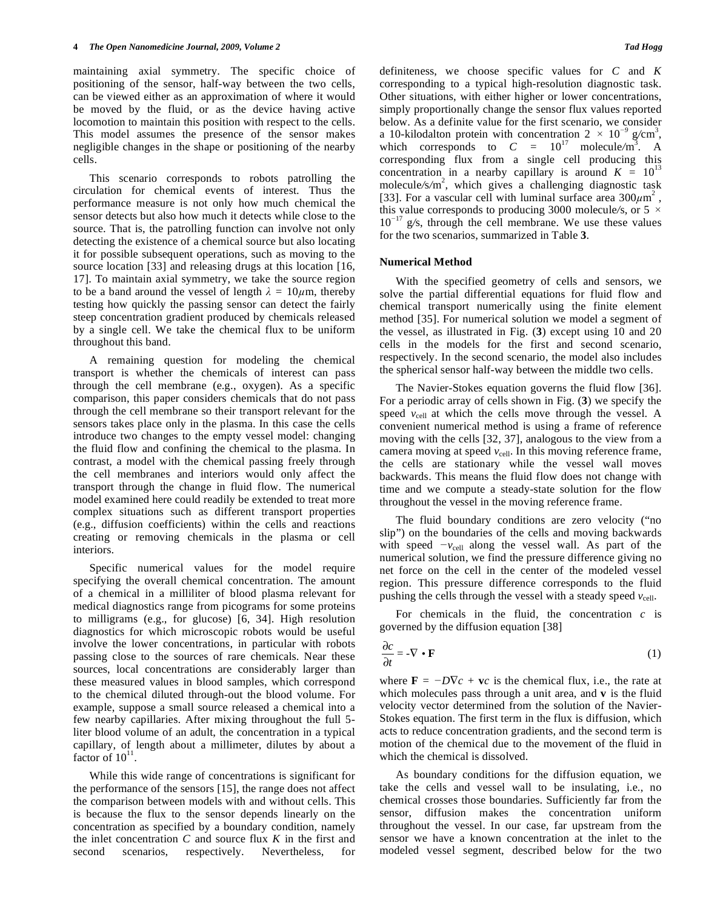maintaining axial symmetry. The specific choice of positioning of the sensor, half-way between the two cells, can be viewed either as an approximation of where it would be moved by the fluid, or as the device having active locomotion to maintain this position with respect to the cells. This model assumes the presence of the sensor makes negligible changes in the shape or positioning of the nearby cells.

This scenario corresponds to robots patrolling the circulation for chemical events of interest. Thus the performance measure is not only how much chemical the sensor detects but also how much it detects while close to the source. That is, the patrolling function can involve not only detecting the existence of a chemical source but also locating it for possible subsequent operations, such as moving to the source location [33] and releasing drugs at this location [16, 17]. To maintain axial symmetry, we take the source region to be a band around the vessel of length $\lambda = 10\mu$m, thereby testing how quickly the passing sensor can detect the fairly steep concentration gradient produced by chemicals released by a single cell. We take the chemical flux to be uniform throughout this band.

A remaining question for modeling the chemical transport is whether the chemicals of interest can pass through the cell membrane (e.g., oxygen). As a specific comparison, this paper considers chemicals that do not pass through the cell membrane so their transport relevant for the sensors takes place only in the plasma. In this case the cells introduce two changes to the empty vessel model: changing the fluid flow and confining the chemical to the plasma. In contrast, a model with the chemical passing freely through the cell membranes and interiors would only affect the transport through the change in fluid flow. The numerical model examined here could readily be extended to treat more complex situations such as different transport properties (e.g., diffusion coefficients) within the cells and reactions creating or removing chemicals in the plasma or cell interiors.

Specific numerical values for the model require specifying the overall chemical concentration. The amount of a chemical in a milliliter of blood plasma relevant for medical diagnostics range from picograms for some proteins to milligrams (e.g., for glucose) [6, 34]. High resolution diagnostics for which microscopic robots would be useful involve the lower concentrations, in particular with robots passing close to the sources of rare chemicals. Near these sources, local concentrations are considerably larger than these measured values in blood samples, which correspond to the chemical diluted through-out the blood volume. For example, suppose a small source released a chemical into a few nearby capillaries. After mixing throughout the full 5-liter blood volume of an adult, the concentration in a typical capillary, of length about a millimeter, dilutes by about a factor of $10^{11}$.

While this wide range of concentrations is significant for the performance of the sensors [15], the range does not affect the comparison between models with and without cells. This is because the flux to the sensor depends linearly on the concentration as specified by a boundary condition, namely the inlet concentration $C$ and source flux $K$ in the first and second scenarios, respectively. Nevertheless, for definiteness, we choose specific values for $C$ and $K$ corresponding to a typical high-resolution diagnostic task. Other situations, with either higher or lower concentrations, simply proportionally change the sensor flux values reported below. As a definite value for the first scenario, we consider a 10-kilodalton protein with concentration $2 \times 10^{-9}$ g/cm$^3$, which corresponds to $C = 10^{17}$ molecule/m$^3$. A corresponding flux from a single cell producing this concentration in a nearby capillary is around $K = 10^{13}$ molecule/s/m$^2$, which gives a challenging diagnostic task [33]. For a vascular cell with luminal surface area $300\mu$m$^2$, this value corresponds to producing 3000 molecule/s, or $5 \times 10^{-17}$ g/s, through the cell membrane. We use these values for the two scenarios, summarized in Table **3**.

## Numerical Method

With the specified geometry of cells and sensors, we solve the partial differential equations for fluid flow and chemical transport numerically using the finite element method [35]. For numerical solution we model a segment of the vessel, as illustrated in Fig. (**3**) except using 10 and 20 cells in the models for the first and second scenario, respectively. In the second scenario, the model also includes the spherical sensor half-way between the middle two cells.

The Navier-Stokes equation governs the fluid flow [36]. For a periodic array of cells shown in Fig. (**3**) we specify the speed $v_{\text{cell}}$ at which the cells move through the vessel. A convenient numerical method is using a frame of reference moving with the cells [32, 37], analogous to the view from a camera moving at speed $v_{\text{cell}}$. In this moving reference frame, the cells are stationary while the vessel wall moves backwards. This means the fluid flow does not change with time and we compute a steady-state solution for the flow throughout the vessel in the moving reference frame.

The fluid boundary conditions are zero velocity ("no slip") on the boundaries of the cells and moving backwards with speed $-v_{\text{cell}}$ along the vessel wall. As part of the numerical solution, we find the pressure difference giving no net force on the cell in the center of the modeled vessel region. This pressure difference corresponds to the fluid pushing the cells through the vessel with a steady speed $v_{\text{cell}}$.

For chemicals in the fluid, the concentration $c$ is governed by the diffusion equation [38]

$$\frac{\partial c}{\partial t} = -\nabla \cdot \mathbf{F} \tag{1}$$

where $\mathbf{F} = -D\nabla c + \mathbf{v}c$ is the chemical flux, i.e., the rate at which molecules pass through a unit area, and $\mathbf{v}$ is the fluid velocity vector determined from the solution of the Navier-Stokes equation. The first term in the flux is diffusion, which acts to reduce concentration gradients, and the second term is motion of the chemical due to the movement of the fluid in which the chemical is dissolved.

As boundary conditions for the diffusion equation, we take the cells and vessel wall to be insulating, i.e., no chemical crosses those boundaries. Sufficiently far from the sensor, diffusion makes the concentration uniform throughout the vessel. In our case, far upstream from the sensor we have a known concentration at the inlet to the modeled vessel segment, described below for the two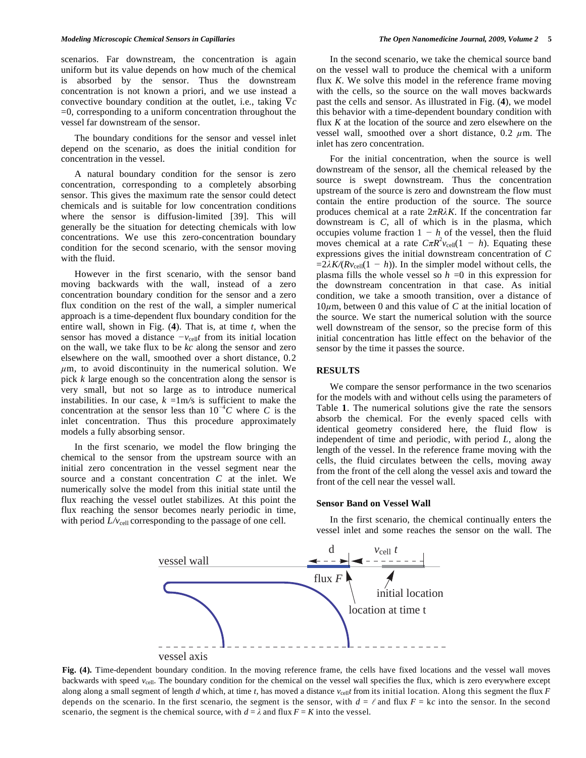scenarios. Far downstream, the concentration is again uniform but its value depends on how much of the chemical is absorbed by the sensor. Thus the downstream concentration is not known a priori, and we use instead a convective boundary condition at the outlet, i.e., taking $\nabla c = 0$, corresponding to a uniform concentration throughout the vessel far downstream of the sensor.

The boundary conditions for the sensor and vessel inlet depend on the scenario, as does the initial condition for concentration in the vessel.

A natural boundary condition for the sensor is zero concentration, corresponding to a completely absorbing sensor. This gives the maximum rate the sensor could detect chemicals and is suitable for low concentration conditions where the sensor is diffusion-limited [39]. This will generally be the situation for detecting chemicals with low concentrations. We use this zero-concentration boundary condition for the second scenario, with the sensor moving with the fluid.

However in the first scenario, with the sensor band moving backwards with the wall, instead of a zero concentration boundary condition for the sensor and a zero flux condition on the rest of the wall, a simpler numerical approach is a time-dependent flux boundary condition for the entire wall, shown in Fig. (**4**). That is, at time $t$, when the sensor has moved a distance $-v_{\text{cell}}t$ from its initial location on the wall, we take flux to be $kc$ along the sensor and zero elsewhere on the wall, smoothed over a short distance, 0.2 $\mu$m, to avoid discontinuity in the numerical solution. We pick $k$ large enough so the concentration along the sensor is very small, but not so large as to introduce numerical instabilities. In our case, $k = 1$m/s is sufficient to make the concentration at the sensor less than $10^{-4}C$ where $C$ is the inlet concentration. Thus this procedure approximately models a fully absorbing sensor.

In the first scenario, we model the flow bringing the chemical to the sensor from the upstream source with an initial zero concentration in the vessel segment near the source and a constant concentration $C$ at the inlet. We numerically solve the model from this initial state until the flux reaching the vessel outlet stabilizes. At this point the flux reaching the sensor becomes nearly periodic in time, with period $L/v_{\text{cell}}$ corresponding to the passage of one cell.

In the second scenario, we take the chemical source band on the vessel wall to produce the chemical with a uniform flux $K$. We solve this model in the reference frame moving with the cells, so the source on the wall moves backwards past the cells and sensor. As illustrated in Fig. (**4**), we model this behavior with a time-dependent boundary condition with flux $K$ at the location of the source and zero elsewhere on the vessel wall, smoothed over a short distance, 0.2 $\mu$m. The inlet has zero concentration.

For the initial concentration, when the source is well downstream of the sensor, all the chemical released by the source is swept downstream. Thus the concentration upstream of the source is zero and downstream the flow must contain the entire production of the source. The source produces chemical at a rate $2\pi R\lambda K$. If the concentration far downstream is $C$, all of which is in the plasma, which occupies volume fraction $1 - h$ of the vessel, then the fluid moves chemical at a rate $C\pi R^2 v_{\text{cell}}(1 - h)$. Equating these expressions gives the initial downstream concentration of $C = 2\lambda K/(Rv_{\text{cell}}(1 - h))$. In the simpler model without cells, the plasma fills the whole vessel so $h = 0$ in this expression for the downstream concentration in that case. As initial condition, we take a smooth transition, over a distance of 10$\mu$m, between 0 and this value of $C$ at the initial location of the source. We start the numerical solution with the source well downstream of the sensor, so the precise form of this initial concentration has little effect on the behavior of the sensor by the time it passes the source.

## RESULTS

We compare the sensor performance in the two scenarios for the models with and without cells using the parameters of Table **1**. The numerical solutions give the rate the sensors absorb the chemical. For the evenly spaced cells with identical geometry considered here, the fluid flow is independent of time and periodic, with period $L$, along the length of the vessel. In the reference frame moving with the cells, the fluid circulates between the cells, moving away from the front of the cell along the vessel axis and toward the front of the cell near the vessel wall.

### Sensor Band on Vessel Wall

In the first scenario, the chemical continually enters the vessel inlet and some reaches the sensor on the wall. The

**Fig. (4).** Time-dependent boundary condition. In the moving reference frame, the cells have fixed locations and the vessel wall moves backwards with speed $v_{\text{cell}}$. The boundary condition for the chemical on the vessel wall specifies the flux, which is zero everywhere except along along a small segment of length $d$ which, at time $t$, has moved a distance $v_{\text{cell}}t$ from its initial location. Along this segment the flux $F$ depends on the scenario. In the first scenario, the segment is the sensor, with $d = \ell$ and flux $F = kc$ into the sensor. In the second scenario, the segment is the chemical source, with $d = \lambda$ and flux $F = K$ into the vessel.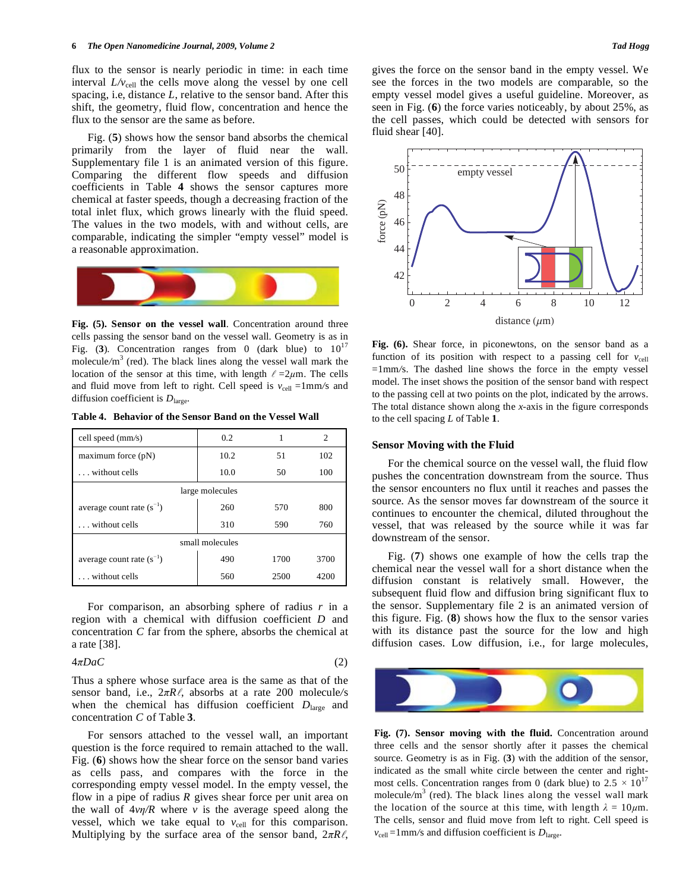flux to the sensor is nearly periodic in time: in each time interval $L/v_{\text{cell}}$ the cells move along the vessel by one cell spacing, i.e, distance $L$, relative to the sensor band. After this shift, the geometry, fluid flow, concentration and hence the flux to the sensor are the same as before.

Fig. (**5**) shows how the sensor band absorbs the chemical primarily from the layer of fluid near the wall. Supplementary file 1 is an animated version of this figure. Comparing the different flow speeds and diffusion coefficients in Table **4** shows the sensor captures more chemical at faster speeds, though a decreasing fraction of the total inlet flux, which grows linearly with the fluid speed. The values in the two models, with and without cells, are comparable, indicating the simpler "empty vessel" model is a reasonable approximation.

**Fig. (5). Sensor on the vessel wall**. Concentration around three cells passing the sensor band on the vessel wall. Geometry is as in Fig. (**3**). Concentration ranges from 0 (dark blue) to $10^{17}$ molecule/m$^3$ (red). The black lines along the vessel wall mark the location of the sensor at this time, with length $\ell = 2\mu$m. The cells and fluid move from left to right. Cell speed is $v_{\text{cell}} = 1$mm/s and diffusion coefficient is $D_{\text{large}}$.

**Table 4. Behavior of the Sensor Band on the Vessel Wall**

| cell speed (mm/s) | 0.2 | 1 | 2 |
|---|---|---|---|
| maximum force (pN) | 10.2 | 51 | 102 |
| . . . without cells | 10.0 | 50 | 100 |
| large molecules | | | |
| average count rate ($s^{-1}$) | 260 | 570 | 800 |
| . . . without cells | 310 | 590 | 760 |
| small molecules | | | |
| average count rate ($s^{-1}$) | 490 | 1700 | 3700 |
| . . . without cells | 560 | 2500 | 4200 |

For comparison, an absorbing sphere of radius $r$ in a region with a chemical with diffusion coefficient $D$ and concentration $C$ far from the sphere, absorbs the chemical at a rate [38].

$$4\pi DaC \quad (2)$$

Thus a sphere whose surface area is the same as that of the sensor band, i.e., $2\pi R\ell$, absorbs at a rate 200 molecule/s when the chemical has diffusion coefficient $D_{\text{large}}$ and concentration $C$ of Table **3**.

For sensors attached to the vessel wall, an important question is the force required to remain attached to the wall. Fig. (**6**) shows how the shear force on the sensor band varies as cells pass, and compares with the force in the corresponding empty vessel model. In the empty vessel, the flow in a pipe of radius $R$ gives shear force per unit area on the wall of $4v\eta/R$ where $v$ is the average speed along the vessel, which we take equal to $v_{\text{cell}}$ for this comparison. Multiplying by the surface area of the sensor band, $2\pi R\ell$, gives the force on the sensor band in the empty vessel. We see the forces in the two models are comparable, so the empty vessel model gives a useful guideline. Moreover, as seen in Fig. (**6**) the force varies noticeably, by about 25%, as the cell passes, which could be detected with sensors for fluid shear [40].

**Fig. (6).** Shear force, in piconewtons, on the sensor band as a function of its position with respect to a passing cell for $v_{\text{cell}} = 1$mm/s. The dashed line shows the force in the empty vessel model. The inset shows the position of the sensor band with respect to the passing cell at two points on the plot, indicated by the arrows. The total distance shown along the $x$-axis in the figure corresponds to the cell spacing $L$ of Table **1**.

## Sensor Moving with the Fluid

For the chemical source on the vessel wall, the fluid flow pushes the concentration downstream from the source. Thus the sensor encounters no flux until it reaches and passes the source. As the sensor moves far downstream of the source it continues to encounter the chemical, diluted throughout the vessel, that was released by the source while it was far downstream of the sensor.

Fig. (**7**) shows one example of how the cells trap the chemical near the vessel wall for a short distance when the diffusion constant is relatively small. However, the subsequent fluid flow and diffusion bring significant flux to the sensor. Supplementary file 2 is an animated version of this figure. Fig. (**8**) shows how the flux to the sensor varies with its distance past the source for the low and high diffusion cases. Low diffusion, i.e., for large molecules,

**Fig. (7). Sensor moving with the fluid.** Concentration around three cells and the sensor shortly after it passes the chemical source. Geometry is as in Fig. (**3**) with the addition of the sensor, indicated as the small white circle between the center and right-most cells. Concentration ranges from 0 (dark blue) to $2.5 \times 10^{17}$ molecule/m$^3$ (red). The black lines along the vessel wall mark the location of the source at this time, with length $\lambda = 10\mu$m. The cells, sensor and fluid move from left to right. Cell speed is $v_{\text{cell}} = 1$mm/s and diffusion coefficient is $D_{\text{large}}$.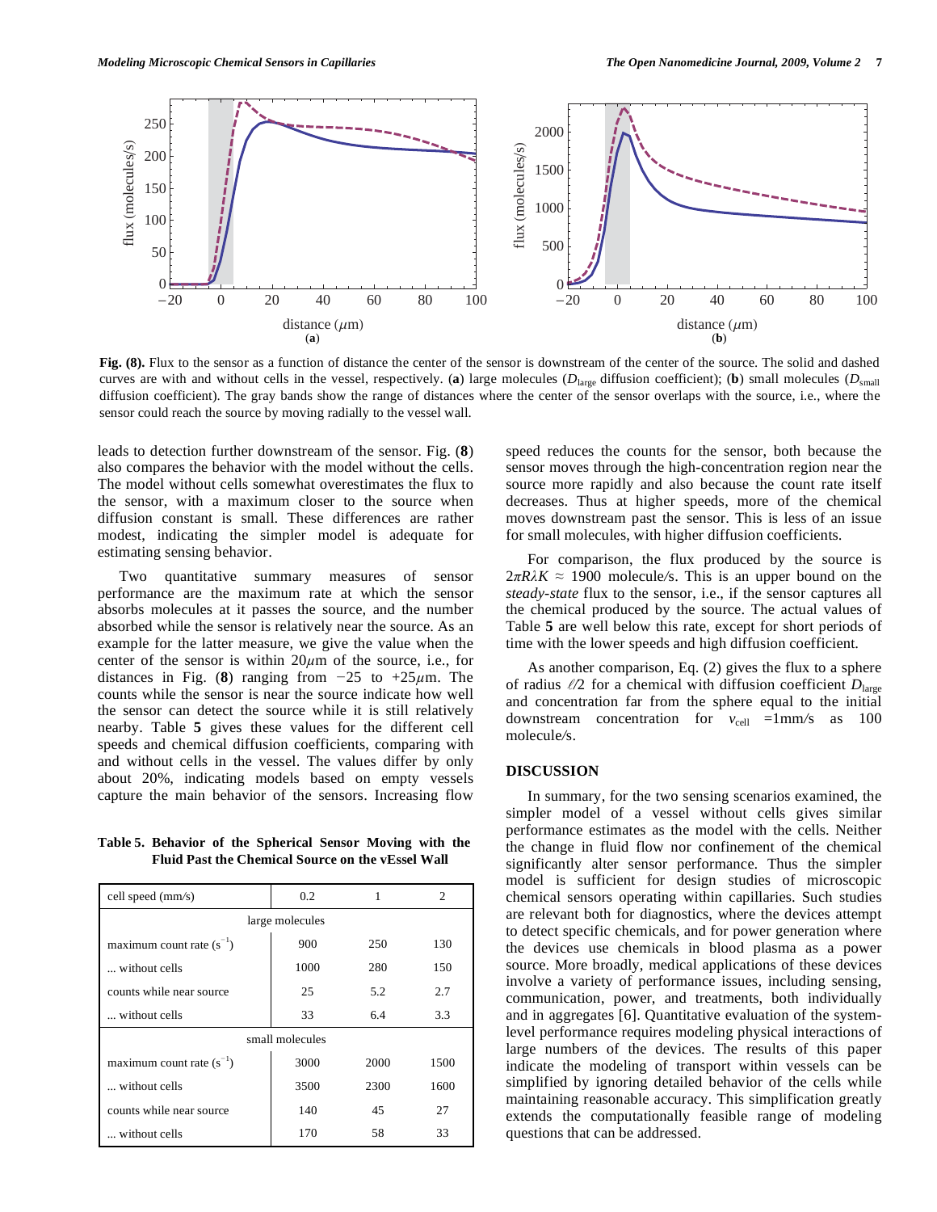**Fig. (8).** Flux to the sensor as a function of distance the center of the sensor is downstream of the center of the source. The solid and dashed curves are with and without cells in the vessel, respectively. (**a**) large molecules ($D_{\text{large}}$ diffusion coefficient); (**b**) small molecules ($D_{\text{small}}$ diffusion coefficient). The gray bands show the range of distances where the center of the sensor overlaps with the source, i.e., where the sensor could reach the source by moving radially to the vessel wall.

leads to detection further downstream of the sensor. Fig. (**8**) also compares the behavior with the model without the cells. The model without cells somewhat overestimates the flux to the sensor, with a maximum closer to the source when diffusion constant is small. These differences are rather modest, indicating the simpler model is adequate for estimating sensing behavior.

Two quantitative summary measures of sensor performance are the maximum rate at which the sensor absorbs molecules at it passes the source, and the number absorbed while the sensor is relatively near the source. As an example for the latter measure, we give the value when the center of the sensor is within $20\mu$m of the source, i.e., for distances in Fig. (**8**) ranging from $-25$ to $+25\mu$m. The counts while the sensor is near the source indicate how well the sensor can detect the source while it is still relatively nearby. Table **5** gives these values for the different cell speeds and chemical diffusion coefficients, comparing with and without cells in the vessel. The values differ by only about 20%, indicating models based on empty vessels capture the main behavior of the sensors. Increasing flow speed reduces the counts for the sensor, both because the sensor moves through the high-concentration region near the source more rapidly and also because the count rate itself decreases. Thus at higher speeds, more of the chemical moves downstream past the sensor. This is less of an issue for small molecules, with higher diffusion coefficients.

**Table 5. Behavior of the Spherical Sensor Moving with the Fluid Past the Chemical Source on the vEssel Wall**

| cell speed (mm/s) | 0.2 | 1 | 2 |
|---|---|---|---|
| large molecules | | | |
| maximum count rate ($s^{-1}$) | 900 | 250 | 130 |
| ... without cells | 1000 | 280 | 150 |
| counts while near source | 25 | 5.2 | 2.7 |
| ... without cells | 33 | 6.4 | 3.3 |
| small molecules | | | |
| maximum count rate ($s^{-1}$) | 3000 | 2000 | 1500 |
| ... without cells | 3500 | 2300 | 1600 |
| counts while near source | 140 | 45 | 27 |
| ... without cells | 170 | 58 | 33 |

For comparison, the flux produced by the source is $2\pi R\lambda K \approx 1900$ molecule/s. This is an upper bound on the *steady-state* flux to the sensor, i.e., if the sensor captures all the chemical produced by the source. The actual values of Table **5** are well below this rate, except for short periods of time with the lower speeds and high diffusion coefficient.

As another comparison, Eq. (2) gives the flux to a sphere of radius $\ell/2$ for a chemical with diffusion coefficient $D_{\text{large}}$ and concentration far from the sphere equal to the initial downstream concentration for $v_{\text{cell}} = 1$mm/s as 100 molecule/s.

## DISCUSSION

In summary, for the two sensing scenarios examined, the simpler model of a vessel without cells gives similar performance estimates as the model with the cells. Neither the change in fluid flow nor confinement of the chemical significantly alter sensor performance. Thus the simpler model is sufficient for design studies of microscopic chemical sensors operating within capillaries. Such studies are relevant both for diagnostics, where the devices attempt to detect specific chemicals, and for power generation where the devices use chemicals in blood plasma as a power source. More broadly, medical applications of these devices involve a variety of performance issues, including sensing, communication, power, and treatments, both individually and in aggregates [6]. Quantitative evaluation of the system-level performance requires modeling physical interactions of large numbers of the devices. The results of this paper indicate the modeling of transport within vessels can be simplified by ignoring detailed behavior of the cells while maintaining reasonable accuracy. This simplification greatly extends the computationally feasible range of modeling questions that can be addressed.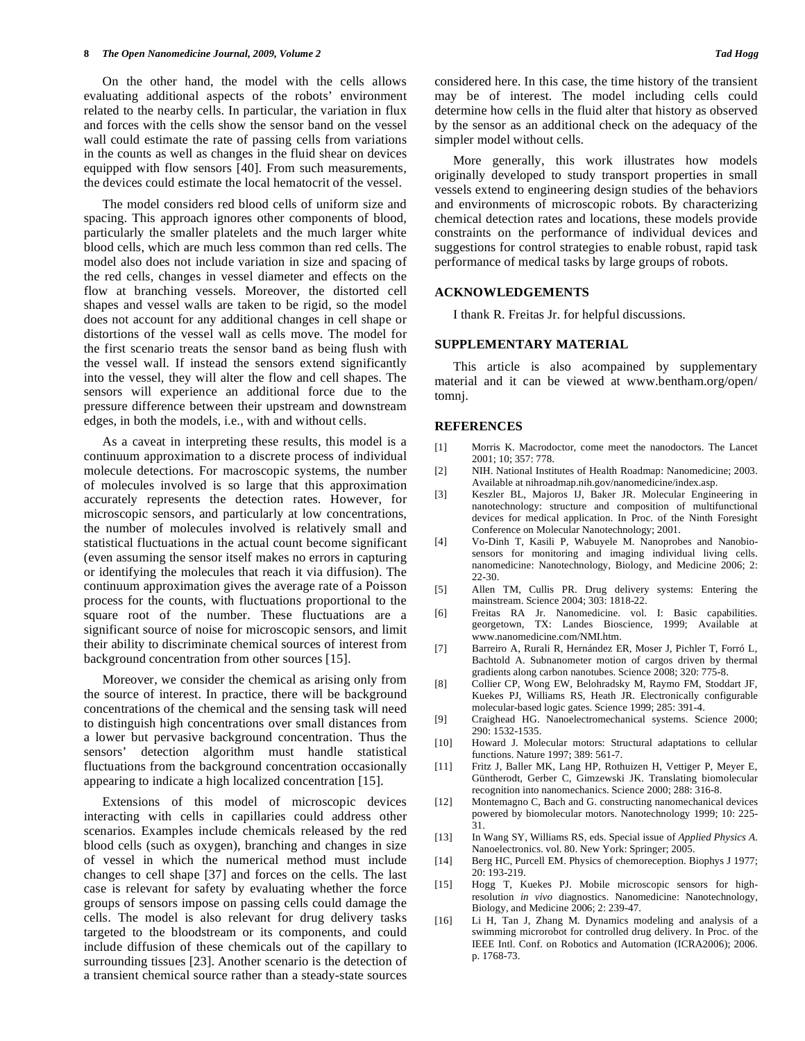On the other hand, the model with the cells allows evaluating additional aspects of the robots' environment related to the nearby cells. In particular, the variation in flux and forces with the cells show the sensor band on the vessel wall could estimate the rate of passing cells from variations in the counts as well as changes in the fluid shear on devices equipped with flow sensors [40]. From such measurements, the devices could estimate the local hematocrit of the vessel.

The model considers red blood cells of uniform size and spacing. This approach ignores other components of blood, particularly the smaller platelets and the much larger white blood cells, which are much less common than red cells. The model also does not include variation in size and spacing of the red cells, changes in vessel diameter and effects on the flow at branching vessels. Moreover, the distorted cell shapes and vessel walls are taken to be rigid, so the model does not account for any additional changes in cell shape or distortions of the vessel wall as cells move. The model for the first scenario treats the sensor band as being flush with the vessel wall. If instead the sensors extend significantly into the vessel, they will alter the flow and cell shapes. The sensors will experience an additional force due to the pressure difference between their upstream and downstream edges, in both the models, i.e., with and without cells.

As a caveat in interpreting these results, this model is a continuum approximation to a discrete process of individual molecule detections. For macroscopic systems, the number of molecules involved is so large that this approximation accurately represents the detection rates. However, for microscopic sensors, and particularly at low concentrations, the number of molecules involved is relatively small and statistical fluctuations in the actual count become significant (even assuming the sensor itself makes no errors in capturing or identifying the molecules that reach it via diffusion). The continuum approximation gives the average rate of a Poisson process for the counts, with fluctuations proportional to the square root of the number. These fluctuations are a significant source of noise for microscopic sensors, and limit their ability to discriminate chemical sources of interest from background concentration from other sources [15].

Moreover, we consider the chemical as arising only from the source of interest. In practice, there will be background concentrations of the chemical and the sensing task will need to distinguish high concentrations over small distances from a lower but pervasive background concentration. Thus the sensors' detection algorithm must handle statistical fluctuations from the background concentration occasionally appearing to indicate a high localized concentration [15].

Extensions of this model of microscopic devices interacting with cells in capillaries could address other scenarios. Examples include chemicals released by the red blood cells (such as oxygen), branching and changes in size of vessel in which the numerical method must include changes to cell shape [37] and forces on the cells. The last case is relevant for safety by evaluating whether the force groups of sensors impose on passing cells could damage the cells. The model is also relevant for drug delivery tasks targeted to the bloodstream or its components, and could include diffusion of these chemicals out of the capillary to surrounding tissues [23]. Another scenario is the detection of a transient chemical source rather than a steady-state sources considered here. In this case, the time history of the transient may be of interest. The model including cells could determine how cells in the fluid alter that history as observed by the sensor as an additional check on the adequacy of the simpler model without cells.

More generally, this work illustrates how models originally developed to study transport properties in small vessels extend to engineering design studies of the behaviors and environments of microscopic robots. By characterizing chemical detection rates and locations, these models provide constraints on the performance of individual devices and suggestions for control strategies to enable robust, rapid task performance of medical tasks by large groups of robots.

## ACKNOWLEDGEMENTS

I thank R. Freitas Jr. for helpful discussions.

## SUPPLEMENTARY MATERIAL

This article is also acompained by supplementary material and it can be viewed at www.bentham.org/open/tomnj.

## REFERENCES

[1] Morris K. Macrodoctor, come meet the nanodoctors. The Lancet 2001; 10; 357: 778.

[2] NIH. National Institutes of Health Roadmap: Nanomedicine; 2003. Available at nihroadmap.nih.gov/nanomedicine/index.asp.

[3] Keszler BL, Majoros IJ, Baker JR. Molecular Engineering in nanotechnology: structure and composition of multifunctional devices for medical application. In Proc. of the Ninth Foresight Conference on Molecular Nanotechnology; 2001.

[4] Vo-Dinh T, Kasili P, Wabuyele M. Nanoprobes and Nanobiosensors for monitoring and imaging individual living cells. nanomedicine: Nanotechnology, Biology, and Medicine 2006; 2: 22-30.

[5] Allen TM, Cullis PR. Drug delivery systems: Entering the mainstream. Science 2004; 303: 1818-22.

[6] Freitas RA Jr. Nanomedicine. vol. I: Basic capabilities. georgetown, TX: Landes Bioscience, 1999; Available at www.nanomedicine.com/NMI.htm.

[7] Barreiro A, Rurali R, Hernández ER, Moser J, Pichler T, Forró L, Bachtold A. Subnanometer motion of cargos driven by thermal gradients along carbon nanotubes. Science 2008; 320: 775-8.

[8] Collier CP, Wong EW, Belohradsky M, Raymo FM, Stoddart JF, Kuekes PJ, Williams RS, Heath JR. Electronically configurable molecular-based logic gates. Science 1999; 285: 391-4.

[9] Craighead HG. Nanoelectromechanical systems. Science 2000; 290: 1532-1535.

[10] Howard J. Molecular motors: Structural adaptations to cellular functions. Nature 1997; 389: 561-7.

[11] Fritz J, Baller MK, Lang HP, Rothuizen H, Vettiger P, Meyer E, Güntherodt, Gerber C, Gimzewski JK. Translating biomolecular recognition into nanomechanics. Science 2000; 288: 316-8.

[12] Montemagno C, Bach and G. constructing nanomechanical devices powered by biomolecular motors. Nanotechnology 1999; 10: 225-31.

[13] In Wang SY, Williams RS, eds. Special issue of *Applied Physics A*. Nanoelectronics. vol. 80. New York: Springer; 2005.

[14] Berg HC, Purcell EM. Physics of chemoreception. Biophys J 1977; 20: 193-219.

[15] Hogg T, Kuekes PJ. Mobile microscopic sensors for high-resolution *in vivo* diagnostics. Nanomedicine: Nanotechnology, Biology, and Medicine 2006; 2: 239-47.

[16] Li H, Tan J, Zhang M. Dynamics modeling and analysis of a swimming microrobot for controlled drug delivery. In Proc. of the IEEE Intl. Conf. on Robotics and Automation (ICRA2006); 2006. p. 1768-73.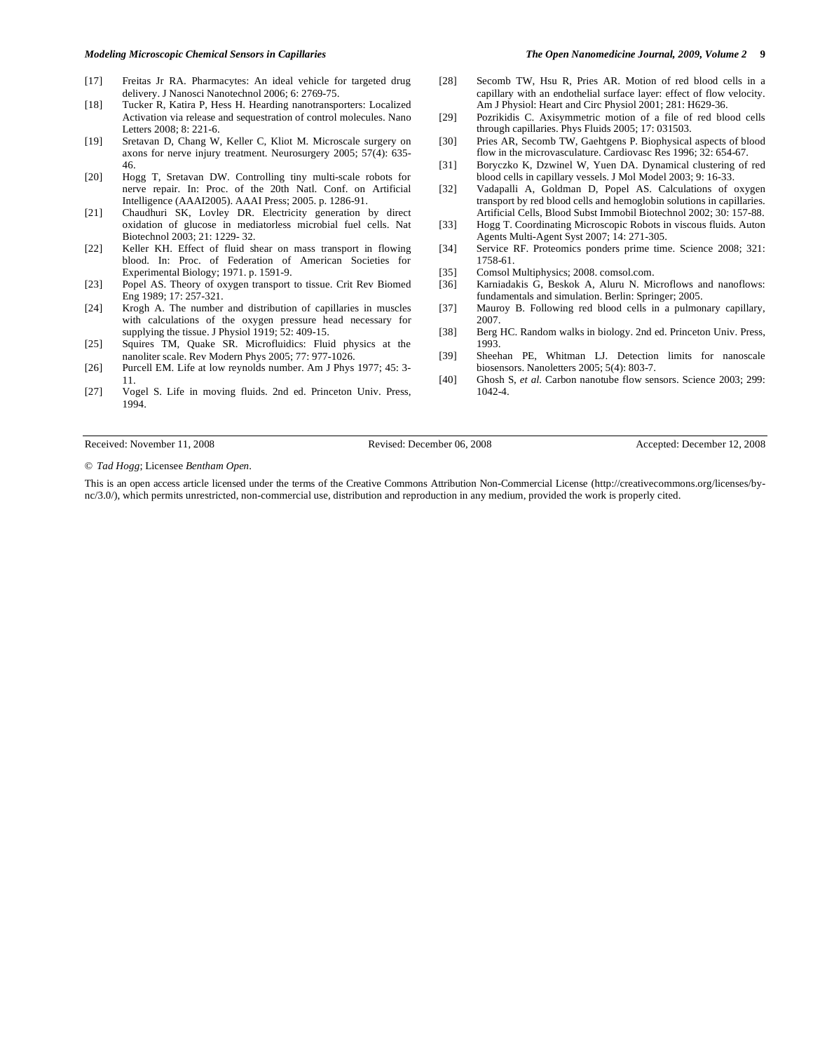[17] Freitas Jr RA. Pharmacytes: An ideal vehicle for targeted drug delivery. J Nanosci Nanotechnol 2006; 6: 2769-75.

[18] Tucker R, Katira P, Hess H. Hearding nanotransporters: Localized Activation via release and sequestration of control molecules. Nano Letters 2008; 8: 221-6.

[19] Sretavan D, Chang W, Keller C, Kliot M. Microscale surgery on axons for nerve injury treatment. Neurosurgery 2005; 57(4): 635-46.

[20] Hogg T, Sretavan DW. Controlling tiny multi-scale robots for nerve repair. In: Proc. of the 20th Natl. Conf. on Artificial Intelligence (AAAI2005). AAAI Press; 2005. p. 1286-91.

[21] Chaudhuri SK, Lovley DR. Electricity generation by direct oxidation of glucose in mediatorless microbial fuel cells. Nat Biotechnol 2003; 21: 1229- 32.

[22] Keller KH. Effect of fluid shear on mass transport in flowing blood. In: Proc. of Federation of American Societies for Experimental Biology; 1971. p. 1591-9.

[23] Popel AS. Theory of oxygen transport to tissue. Crit Rev Biomed Eng 1989; 17: 257-321.

[24] Krogh A. The number and distribution of capillaries in muscles with calculations of the oxygen pressure head necessary for supplying the tissue. J Physiol 1919; 52: 409-15.

[25] Squires TM, Quake SR. Microfluidics: Fluid physics at the nanoliter scale. Rev Modern Phys 2005; 77: 977-1026.

[26] Purcell EM. Life at low reynolds number. Am J Phys 1977; 45: 3-11.

[27] Vogel S. Life in moving fluids. 2nd ed. Princeton Univ. Press, 1994.

[28] Secomb TW, Hsu R, Pries AR. Motion of red blood cells in a capillary with an endothelial surface layer: effect of flow velocity. Am J Physiol: Heart and Circ Physiol 2001; 281: H629-36.

[29] Pozrikidis C. Axisymmetric motion of a file of red blood cells through capillaries. Phys Fluids 2005; 17: 031503.

[30] Pries AR, Secomb TW, Gaehtgens P. Biophysical aspects of blood flow in the microvasculature. Cardiovasc Res 1996; 32: 654-67.

[31] Boryczko K, Dzwinel W, Yuen DA. Dynamical clustering of red blood cells in capillary vessels. J Mol Model 2003; 9: 16-33.

[32] Vadapalli A, Goldman D, Popel AS. Calculations of oxygen transport by red blood cells and hemoglobin solutions in capillaries. Artificial Cells, Blood Subst Immobil Biotechnol 2002; 30: 157-88.

[33] Hogg T. Coordinating Microscopic Robots in viscous fluids. Auton Agents Multi-Agent Syst 2007; 14: 271-305.

[34] Service RF. Proteomics ponders prime time. Science 2008; 321: 1758-61.

[35] Comsol Multiphysics; 2008. comsol.com.

[36] Karniadakis G, Beskok A, Aluru N. Microflows and nanoflows: fundamentals and simulation. Berlin: Springer; 2005.

[37] Mauroy B. Following red blood cells in a pulmonary capillary, 2007.

[38] Berg HC. Random walks in biology. 2nd ed. Princeton Univ. Press, 1993.

[39] Sheehan PE, Whitman LJ. Detection limits for nanoscale biosensors. Nanoletters 2005; 5(4): 803-7.

[40] Ghosh S, *et al.* Carbon nanotube flow sensors. Science 2003; 299: 1042-4.

---

Received: November 11, 2008 Revised: December 06, 2008 Accepted: December 12, 2008

© *Tad Hogg*; Licensee *Bentham Open*.

This is an open access article licensed under the terms of the Creative Commons Attribution Non-Commercial License (http://creativecommons.org/licenses/by-nc/3.0/), which permits unrestricted, non-commercial use, distribution and reproduction in any medium, provided the work is properly cited.